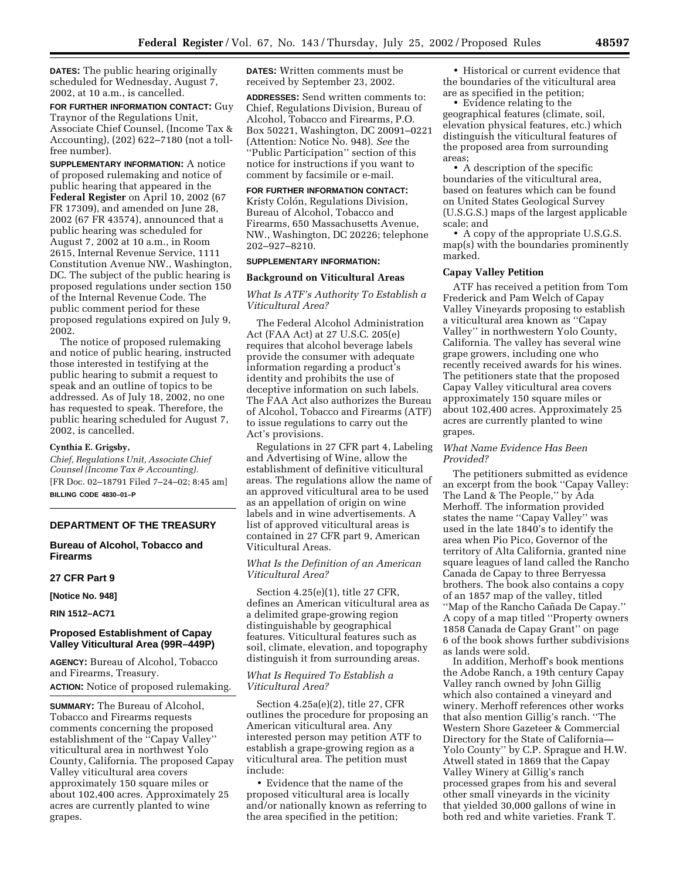**DATES:** The public hearing originally scheduled for Wednesday, August 7, 2002, at 10 a.m., is cancelled.

**FOR FURTHER INFORMATION CONTACT:** Guy Traynor of the Regulations Unit, Associate Chief Counsel, (Income Tax & Accounting), (202) 622–7180 (not a toll-free number).

**SUPPLEMENTARY INFORMATION:** A notice of proposed rulemaking and notice of public hearing that appeared in the **Federal Register** on April 10, 2002 (67 FR 17309), and amended on June 28, 2002 (67 FR 43574), announced that a public hearing was scheduled for August 7, 2002 at 10 a.m., in Room 2615, Internal Revenue Service, 1111 Constitution Avenue NW., Washington, DC. The subject of the public hearing is proposed regulations under section 150 of the Internal Revenue Code. The public comment period for these proposed regulations expired on July 9, 2002.

The notice of proposed rulemaking and notice of public hearing, instructed those interested in testifying at the public hearing to submit a request to speak and an outline of topics to be addressed. As of July 18, 2002, no one has requested to speak. Therefore, the public hearing scheduled for August 7, 2002, is cancelled.

**Cynthia E. Grigsby,**

*Chief, Regulations Unit, Associate Chief Counsel (Income Tax & Accounting).*

[FR Doc. 02–18791 Filed 7–24–02; 8:45 am]

**BILLING CODE 4830–01–P**

## DEPARTMENT OF THE TREASURY

### Bureau of Alcohol, Tobacco and Firearms

### 27 CFR Part 9

**[Notice No. 948]**

**RIN 1512–AC71**

### Proposed Establishment of Capay Valley Viticultural Area (99R–449P)

**AGENCY:** Bureau of Alcohol, Tobacco and Firearms, Treasury.

**ACTION:** Notice of proposed rulemaking.

**SUMMARY:** The Bureau of Alcohol, Tobacco and Firearms requests comments concerning the proposed establishment of the "Capay Valley" viticultural area in northwest Yolo County, California. The proposed Capay Valley viticultural area covers approximately 150 square miles or about 102,400 acres. Approximately 25 acres are currently planted to wine grapes.

**DATES:** Written comments must be received by September 23, 2002.

**ADDRESSES:** Send written comments to: Chief, Regulations Division, Bureau of Alcohol, Tobacco and Firearms, P.O. Box 50221, Washington, DC 20091–0221 (Attention: Notice No. 948). *See* the "Public Participation" section of this notice for instructions if you want to comment by facsimile or e-mail.

**FOR FURTHER INFORMATION CONTACT:** Kristy Colón, Regulations Division, Bureau of Alcohol, Tobacco and Firearms, 650 Massachusetts Avenue, NW., Washington, DC 20226; telephone 202–927–8210.

**SUPPLEMENTARY INFORMATION:**

**Background on Viticultural Areas**

*What Is ATF's Authority To Establish a Viticultural Area?*

The Federal Alcohol Administration Act (FAA Act) at 27 U.S.C. 205(e) requires that alcohol beverage labels provide the consumer with adequate information regarding a product's identity and prohibits the use of deceptive information on such labels. The FAA Act also authorizes the Bureau of Alcohol, Tobacco and Firearms (ATF) to issue regulations to carry out the Act's provisions.

Regulations in 27 CFR part 4, Labeling and Advertising of Wine, allow the establishment of definitive viticultural areas. The regulations allow the name of an approved viticultural area to be used as an appellation of origin on wine labels and in wine advertisements. A list of approved viticultural areas is contained in 27 CFR part 9, American Viticultural Areas.

*What Is the Definition of an American Viticultural Area?*

Section 4.25(e)(1), title 27 CFR, defines an American viticultural area as a delimited grape-growing region distinguishable by geographical features. Viticultural features such as soil, climate, elevation, and topography distinguish it from surrounding areas.

*What Is Required To Establish a Viticultural Area?*

Section 4.25a(e)(2), title 27, CFR outlines the procedure for proposing an American viticultural area. Any interested person may petition ATF to establish a grape-growing region as a viticultural area. The petition must include:

- Evidence that the name of the proposed viticultural area is locally and/or nationally known as referring to the area specified in the petition;
- Historical or current evidence that the boundaries of the viticultural area are as specified in the petition;
- Evidence relating to the geographical features (climate, soil, elevation physical features, etc.) which distinguish the viticultural features of the proposed area from surrounding areas;
- A description of the specific boundaries of the viticultural area, based on features which can be found on United States Geological Survey (U.S.G.S.) maps of the largest applicable scale; and
- A copy of the appropriate U.S.G.S. map(s) with the boundaries prominently marked.

**Capay Valley Petition**

ATF has received a petition from Tom Frederick and Pam Welch of Capay Valley Vineyards proposing to establish a viticultural area known as "Capay Valley" in northwestern Yolo County, California. The valley has several wine grape growers, including one who recently received awards for his wines. The petitioners state that the proposed Capay Valley viticultural area covers approximately 150 square miles or about 102,400 acres. Approximately 25 acres are currently planted to wine grapes.

*What Name Evidence Has Been Provided?*

The petitioners submitted as evidence an excerpt from the book "Capay Valley: The Land & The People," by Ada Merhoff. The information provided states the name "Capay Valley" was used in the late 1840's to identify the area when Pio Pico, Governor of the territory of Alta California, granted nine square leagues of land called the Rancho Canada de Capay to three Berryessa brothers. The book also contains a copy of an 1857 map of the valley, titled "Map of the Rancho Cañada De Capay." A copy of a map titled "Property owners 1858 Canada de Capay Grant" on page 6 of the book shows further subdivisions as lands were sold.

In addition, Merhoff's book mentions the Adobe Ranch, a 19th century Capay Valley ranch owned by John Gillig which also contained a vineyard and winery. Merhoff references other works that also mention Gillig's ranch. "The Western Shore Gazeteer & Commercial Directory for the State of California—Yolo County" by C.P. Sprague and H.W. Atwell stated in 1869 that the Capay Valley Winery at Gillig's ranch processed grapes from his and several other small vineyards in the vicinity that yielded 30,000 gallons of wine in both red and white varieties. Frank T.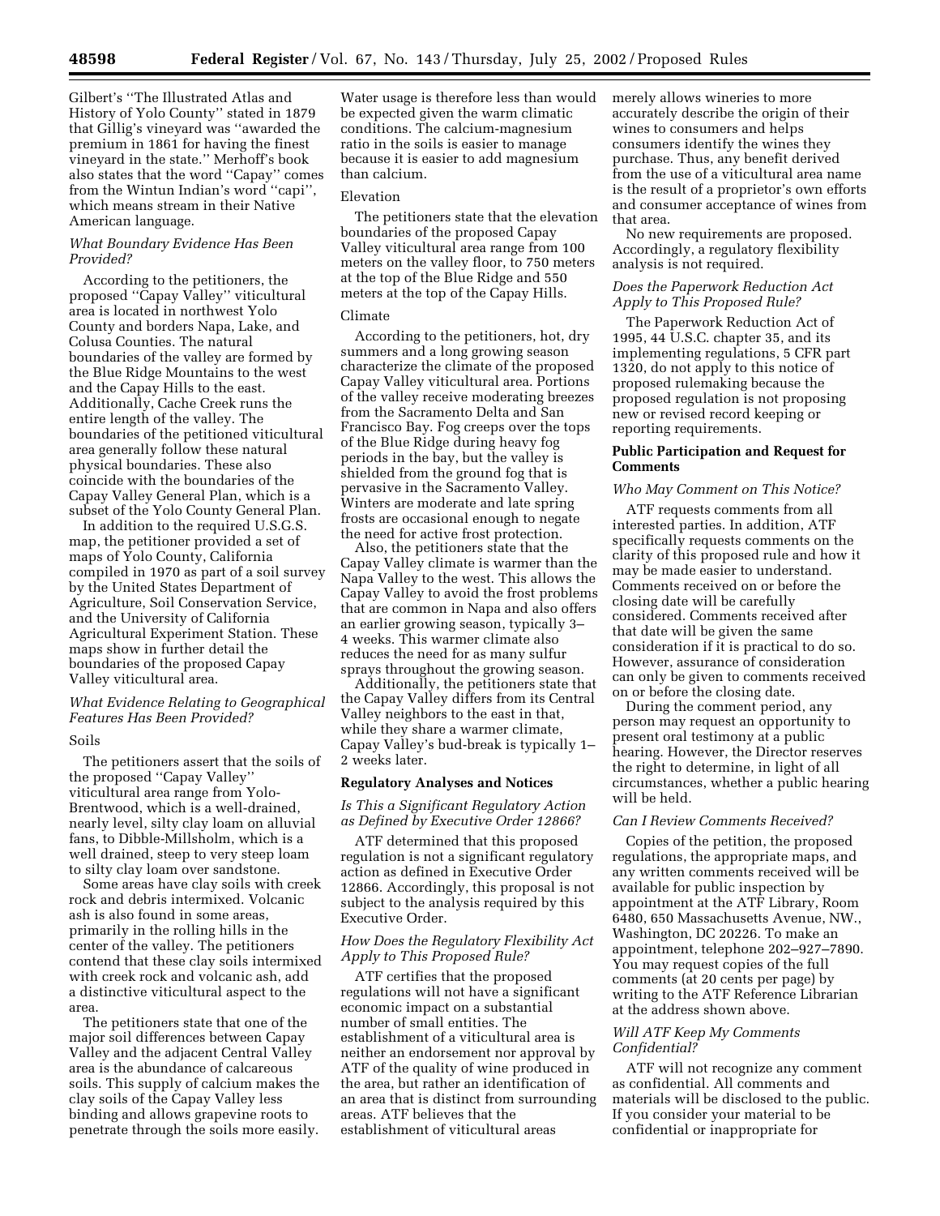Gilbert's ''The Illustrated Atlas and History of Yolo County'' stated in 1879 that Gillig's vineyard was ''awarded the premium in 1861 for having the finest vineyard in the state.'' Merhoff's book also states that the word ''Capay'' comes from the Wintun Indian's word ''capi'', which means stream in their Native American language.

*What Boundary Evidence Has Been Provided?*

According to the petitioners, the proposed ''Capay Valley'' viticultural area is located in northwest Yolo County and borders Napa, Lake, and Colusa Counties. The natural boundaries of the valley are formed by the Blue Ridge Mountains to the west and the Capay Hills to the east. Additionally, Cache Creek runs the entire length of the valley. The boundaries of the petitioned viticultural area generally follow these natural physical boundaries. These also coincide with the boundaries of the Capay Valley General Plan, which is a subset of the Yolo County General Plan.

In addition to the required U.S.G.S. map, the petitioner provided a set of maps of Yolo County, California compiled in 1970 as part of a soil survey by the United States Department of Agriculture, Soil Conservation Service, and the University of California Agricultural Experiment Station. These maps show in further detail the boundaries of the proposed Capay Valley viticultural area.

*What Evidence Relating to Geographical Features Has Been Provided?*

Soils

The petitioners assert that the soils of the proposed ''Capay Valley'' viticultural area range from Yolo-Brentwood, which is a well-drained, nearly level, silty clay loam on alluvial fans, to Dibble-Millsholm, which is a well drained, steep to very steep loam to silty clay loam over sandstone.

Some areas have clay soils with creek rock and debris intermixed. Volcanic ash is also found in some areas, primarily in the rolling hills in the center of the valley. The petitioners contend that these clay soils intermixed with creek rock and volcanic ash, add a distinctive viticultural aspect to the area.

The petitioners state that one of the major soil differences between Capay Valley and the adjacent Central Valley area is the abundance of calcareous soils. This supply of calcium makes the clay soils of the Capay Valley less binding and allows grapevine roots to penetrate through the soils more easily. Water usage is therefore less than would be expected given the warm climatic conditions. The calcium-magnesium ratio in the soils is easier to manage because it is easier to add magnesium than calcium.

Elevation

The petitioners state that the elevation boundaries of the proposed Capay Valley viticultural area range from 100 meters on the valley floor, to 750 meters at the top of the Blue Ridge and 550 meters at the top of the Capay Hills.

Climate

According to the petitioners, hot, dry summers and a long growing season characterize the climate of the proposed Capay Valley viticultural area. Portions of the valley receive moderating breezes from the Sacramento Delta and San Francisco Bay. Fog creeps over the tops of the Blue Ridge during heavy fog periods in the bay, but the valley is shielded from the ground fog that is pervasive in the Sacramento Valley. Winters are moderate and late spring frosts are occasional enough to negate the need for active frost protection.

Also, the petitioners state that the Capay Valley climate is warmer than the Napa Valley to the west. This allows the Capay Valley to avoid the frost problems that are common in Napa and also offers an earlier growing season, typically 3–4 weeks. This warmer climate also reduces the need for as many sulfur sprays throughout the growing season.

Additionally, the petitioners state that the Capay Valley differs from its Central Valley neighbors to the east in that, while they share a warmer climate, Capay Valley's bud-break is typically 1–2 weeks later.

**Regulatory Analyses and Notices**

*Is This a Significant Regulatory Action as Defined by Executive Order 12866?*

ATF determined that this proposed regulation is not a significant regulatory action as defined in Executive Order 12866. Accordingly, this proposal is not subject to the analysis required by this Executive Order.

*How Does the Regulatory Flexibility Act Apply to This Proposed Rule?*

ATF certifies that the proposed regulations will not have a significant economic impact on a substantial number of small entities. The establishment of a viticultural area is neither an endorsement nor approval by ATF of the quality of wine produced in the area, but rather an identification of an area that is distinct from surrounding areas. ATF believes that the establishment of viticultural areas merely allows wineries to more accurately describe the origin of their wines to consumers and helps consumers identify the wines they purchase. Thus, any benefit derived from the use of a viticultural area name is the result of a proprietor's own efforts and consumer acceptance of wines from that area.

No new requirements are proposed. Accordingly, a regulatory flexibility analysis is not required.

*Does the Paperwork Reduction Act Apply to This Proposed Rule?*

The Paperwork Reduction Act of 1995, 44 U.S.C. chapter 35, and its implementing regulations, 5 CFR part 1320, do not apply to this notice of proposed rulemaking because the proposed regulation is not proposing new or revised record keeping or reporting requirements.

**Public Participation and Request for Comments**

*Who May Comment on This Notice?*

ATF requests comments from all interested parties. In addition, ATF specifically requests comments on the clarity of this proposed rule and how it may be made easier to understand. Comments received on or before the closing date will be carefully considered. Comments received after that date will be given the same consideration if it is practical to do so. However, assurance of consideration can only be given to comments received on or before the closing date.

During the comment period, any person may request an opportunity to present oral testimony at a public hearing. However, the Director reserves the right to determine, in light of all circumstances, whether a public hearing will be held.

*Can I Review Comments Received?*

Copies of the petition, the proposed regulations, the appropriate maps, and any written comments received will be available for public inspection by appointment at the ATF Library, Room 6480, 650 Massachusetts Avenue, NW., Washington, DC 20226. To make an appointment, telephone 202–927–7890. You may request copies of the full comments (at 20 cents per page) by writing to the ATF Reference Librarian at the address shown above.

*Will ATF Keep My Comments Confidential?*

ATF will not recognize any comment as confidential. All comments and materials will be disclosed to the public. If you consider your material to be confidential or inappropriate for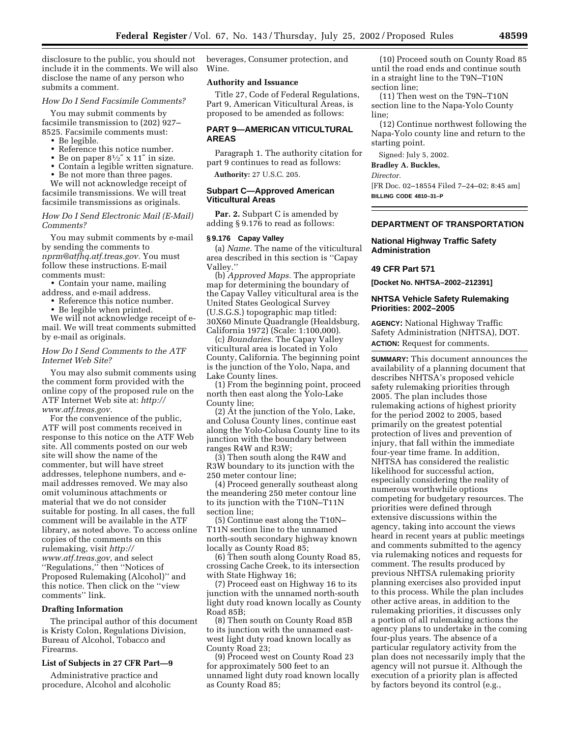disclosure to the public, you should not include it in the comments. We will also disclose the name of any person who submits a comment.

*How Do I Send Facsimile Comments?*

You may submit comments by facsimile transmission to (202) 927–8525. Facsimile comments must:

- Be legible.
- Reference this notice number.
- Be on paper 8½″ x 11″ in size.
- Contain a legible written signature.
- Be not more than three pages.

We will not acknowledge receipt of facsimile transmissions. We will treat facsimile transmissions as originals.

*How Do I Send Electronic Mail (E-Mail) Comments?*

You may submit comments by e-mail by sending the comments to *nprm@atfhq.atf.treas.gov.* You must follow these instructions. E-mail comments must:

- Contain your name, mailing address, and e-mail address.
- Reference this notice number.
- Be legible when printed.

We will not acknowledge receipt of e-mail. We will treat comments submitted by e-mail as originals.

*How Do I Send Comments to the ATF Internet Web Site?*

You may also submit comments using the comment form provided with the online copy of the proposed rule on the ATF Internet Web site at: *http://www.atf.treas.gov.*

For the convenience of the public, ATF will post comments received in response to this notice on the ATF Web site. All comments posted on our web site will show the name of the commenter, but will have street addresses, telephone numbers, and e-mail addresses removed. We may also omit voluminous attachments or material that we do not consider suitable for posting. In all cases, the full comment will be available in the ATF library, as noted above. To access online copies of the comments on this rulemaking, visit *http://www.atf.treas.gov,* and select ''Regulations,'' then ''Notices of Proposed Rulemaking (Alcohol)'' and this notice. Then click on the ''view comments'' link.

**Drafting Information**

The principal author of this document is Kristy Colon, Regulations Division, Bureau of Alcohol, Tobacco and Firearms.

**List of Subjects in 27 CFR Part—9**

Administrative practice and procedure, Alcohol and alcoholic beverages, Consumer protection, and Wine.

**Authority and Issuance**

Title 27, Code of Federal Regulations, Part 9, American Viticultural Areas, is proposed to be amended as follows:

## PART 9—AMERICAN VITICULTURAL AREAS

Paragraph 1. The authority citation for part 9 continues to read as follows:

**Authority:** 27 U.S.C. 205.

### Subpart C—Approved American Viticultural Areas

**Par. 2.** Subpart C is amended by adding § 9.176 to read as follows:

**§ 9.176 Capay Valley**

(a) *Name.* The name of the viticultural area described in this section is ''Capay Valley.''

(b) *Approved Maps.* The appropriate map for determining the boundary of the Capay Valley viticultural area is the United States Geological Survey (U.S.G.S.) topographic map titled: 30X60 Minute Quadrangle (Healdsburg, California 1972) (Scale: 1:100,000).

(c) *Boundaries.* The Capay Valley viticultural area is located in Yolo County, California. The beginning point is the junction of the Yolo, Napa, and Lake County lines.

(1) From the beginning point, proceed north then east along the Yolo-Lake County line;

(2) At the junction of the Yolo, Lake, and Colusa County lines, continue east along the Yolo-Colusa County line to its junction with the boundary between ranges R4W and R3W;

(3) Then south along the R4W and R3W boundary to its junction with the 250 meter contour line;

(4) Proceed generally southeast along the meandering 250 meter contour line to its junction with the T10N–T11N section line;

(5) Continue east along the T10N–T11N section line to the unnamed north-south secondary highway known locally as County Road 85;

(6) Then south along County Road 85, crossing Cache Creek, to its intersection with State Highway 16;

(7) Proceed east on Highway 16 to its junction with the unnamed north-south light duty road known locally as County Road 85B;

(8) Then south on County Road 85B to its junction with the unnamed east-west light duty road known locally as County Road 23;

(9) Proceed west on County Road 23 for approximately 500 feet to an unnamed light duty road known locally as County Road 85;

(10) Proceed south on County Road 85 until the road ends and continue south in a straight line to the T9N–T10N section line;

(11) Then west on the T9N–T10N section line to the Napa-Yolo County line;

(12) Continue northwest following the Napa-Yolo county line and return to the starting point.

Signed: July 5, 2002.

**Bradley A. Buckles,**

*Director.*

[FR Doc. 02–18554 Filed 7–24–02; 8:45 am]

**BILLING CODE 4810–31–P**

## DEPARTMENT OF TRANSPORTATION

### National Highway Traffic Safety Administration

### 49 CFR Part 571

**[Docket No. NHTSA–2002–212391]**

### NHTSA Vehicle Safety Rulemaking Priorities: 2002–2005

**AGENCY:** National Highway Traffic Safety Administration (NHTSA), DOT.

**ACTION:** Request for comments.

**SUMMARY:** This document announces the availability of a planning document that describes NHTSA's proposed vehicle safety rulemaking priorities through 2005. The plan includes those rulemaking actions of highest priority for the period 2002 to 2005, based primarily on the greatest potential protection of lives and prevention of injury, that fall within the immediate four-year time frame. In addition, NHTSA has considered the realistic likelihood for successful action, especially considering the reality of numerous worthwhile options competing for budgetary resources. The priorities were defined through extensive discussions within the agency, taking into account the views heard in recent years at public meetings and comments submitted to the agency via rulemaking notices and requests for comment. The results produced by previous NHTSA rulemaking priority planning exercises also provided input to this process. While the plan includes other active areas, in addition to the rulemaking priorities, it discusses only a portion of all rulemaking actions the agency plans to undertake in the coming four-plus years. The absence of a particular regulatory activity from the plan does not necessarily imply that the agency will not pursue it. Although the execution of a priority plan is affected by factors beyond its control (e.g.,